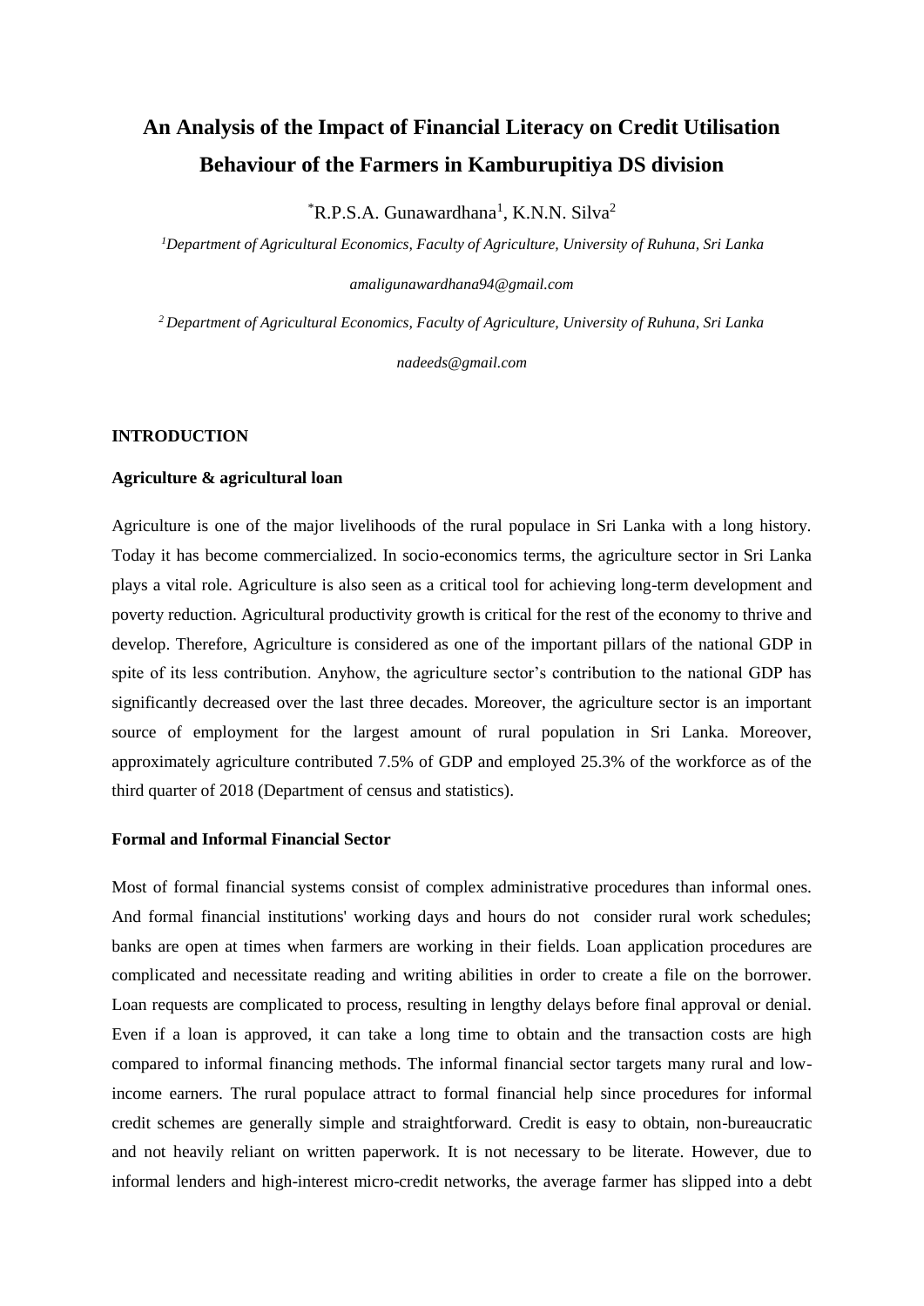# An Analysis of the Impact of Financial Literacy on Credit Utilisation Behaviour of the Farmers in Kamburupitiya DS division

*R.P.S.A. Gunawardhana[1], K.N.N. Silva[2]

[1]*Department of Agricultural Economics, Faculty of Agriculture, University of Ruhuna, Sri Lanka*

*amaligunawardhana94@gmail.com*

[2] *Department of Agricultural Economics, Faculty of Agriculture, University of Ruhuna, Sri Lanka*

*nadeeds@gmail.com*

## INTRODUCTION

### Agriculture & agricultural loan

Agriculture is one of the major livelihoods of the rural populace in Sri Lanka with a long history. Today it has become commercialized. In socio-economics terms, the agriculture sector in Sri Lanka plays a vital role. Agriculture is also seen as a critical tool for achieving long-term development and poverty reduction. Agricultural productivity growth is critical for the rest of the economy to thrive and develop. Therefore, Agriculture is considered as one of the important pillars of the national GDP in spite of its less contribution. Anyhow, the agriculture sector's contribution to the national GDP has significantly decreased over the last three decades. Moreover, the agriculture sector is an important source of employment for the largest amount of rural population in Sri Lanka. Moreover, approximately agriculture contributed 7.5% of GDP and employed 25.3% of the workforce as of the third quarter of 2018 (Department of census and statistics).

### Formal and Informal Financial Sector

Most of formal financial systems consist of complex administrative procedures than informal ones. And formal financial institutions' working days and hours do not consider rural work schedules; banks are open at times when farmers are working in their fields. Loan application procedures are complicated and necessitate reading and writing abilities in order to create a file on the borrower. Loan requests are complicated to process, resulting in lengthy delays before final approval or denial. Even if a loan is approved, it can take a long time to obtain and the transaction costs are high compared to informal financing methods. The informal financial sector targets many rural and low-income earners. The rural populace attract to formal financial help since procedures for informal credit schemes are generally simple and straightforward. Credit is easy to obtain, non-bureaucratic and not heavily reliant on written paperwork. It is not necessary to be literate. However, due to informal lenders and high-interest micro-credit networks, the average farmer has slipped into a debt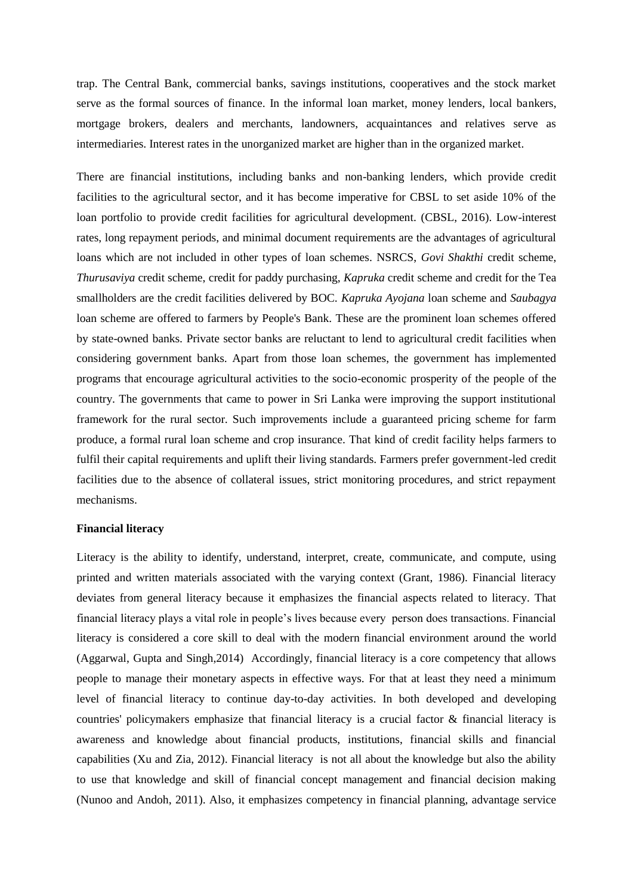trap. The Central Bank, commercial banks, savings institutions, cooperatives and the stock market serve as the formal sources of finance. In the informal loan market, money lenders, local bankers, mortgage brokers, dealers and merchants, landowners, acquaintances and relatives serve as intermediaries. Interest rates in the unorganized market are higher than in the organized market.

There are financial institutions, including banks and non-banking lenders, which provide credit facilities to the agricultural sector, and it has become imperative for CBSL to set aside 10% of the loan portfolio to provide credit facilities for agricultural development. (CBSL, 2016). Low-interest rates, long repayment periods, and minimal document requirements are the advantages of agricultural loans which are not included in other types of loan schemes. NSRCS, *Govi Shakthi* credit scheme, *Thurusaviya* credit scheme, credit for paddy purchasing, *Kapruka* credit scheme and credit for the Tea smallholders are the credit facilities delivered by BOC. *Kapruka Ayojana* loan scheme and *Saubagya* loan scheme are offered to farmers by People's Bank. These are the prominent loan schemes offered by state-owned banks. Private sector banks are reluctant to lend to agricultural credit facilities when considering government banks. Apart from those loan schemes, the government has implemented programs that encourage agricultural activities to the socio-economic prosperity of the people of the country. The governments that came to power in Sri Lanka were improving the support institutional framework for the rural sector. Such improvements include a guaranteed pricing scheme for farm produce, a formal rural loan scheme and crop insurance. That kind of credit facility helps farmers to fulfil their capital requirements and uplift their living standards. Farmers prefer government-led credit facilities due to the absence of collateral issues, strict monitoring procedures, and strict repayment mechanisms.

**Financial literacy**

Literacy is the ability to identify, understand, interpret, create, communicate, and compute, using printed and written materials associated with the varying context (Grant, 1986). Financial literacy deviates from general literacy because it emphasizes the financial aspects related to literacy. That financial literacy plays a vital role in people's lives because every person does transactions. Financial literacy is considered a core skill to deal with the modern financial environment around the world (Aggarwal, Gupta and Singh,2014) Accordingly, financial literacy is a core competency that allows people to manage their monetary aspects in effective ways. For that at least they need a minimum level of financial literacy to continue day-to-day activities. In both developed and developing countries' policymakers emphasize that financial literacy is a crucial factor & financial literacy is awareness and knowledge about financial products, institutions, financial skills and financial capabilities (Xu and Zia, 2012). Financial literacy is not all about the knowledge but also the ability to use that knowledge and skill of financial concept management and financial decision making (Nunoo and Andoh, 2011). Also, it emphasizes competency in financial planning, advantage service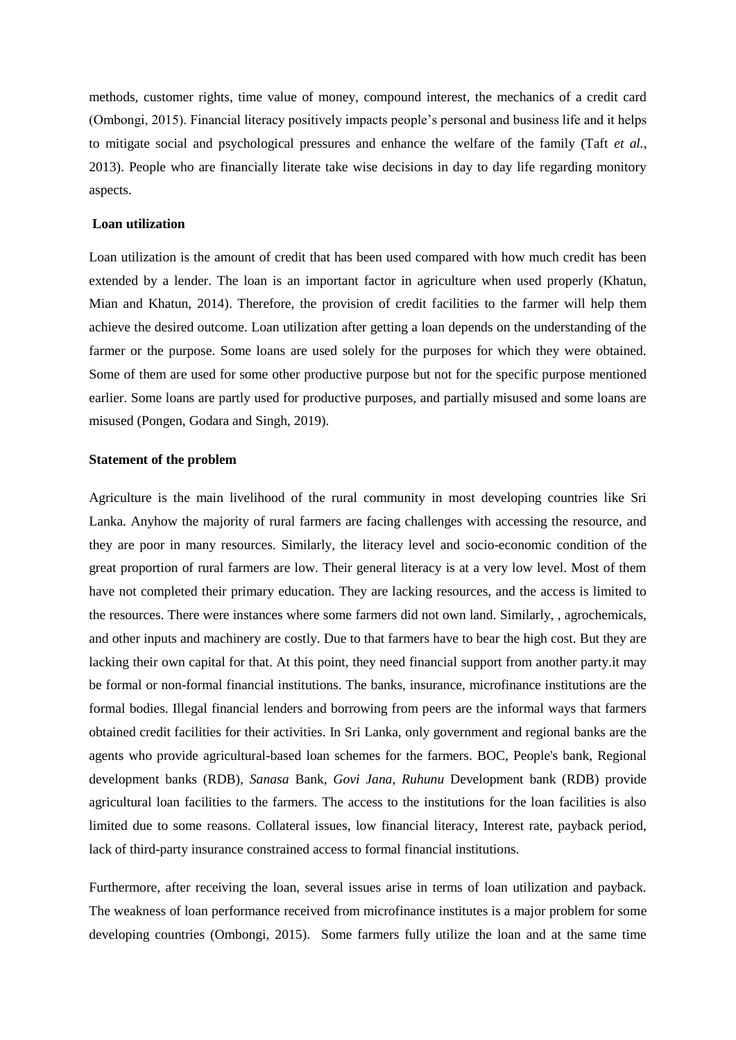methods, customer rights, time value of money, compound interest, the mechanics of a credit card (Ombongi, 2015). Financial literacy positively impacts people's personal and business life and it helps to mitigate social and psychological pressures and enhance the welfare of the family (Taft *et al.*, 2013). People who are financially literate take wise decisions in day to day life regarding monitory aspects.

**Loan utilization**

Loan utilization is the amount of credit that has been used compared with how much credit has been extended by a lender. The loan is an important factor in agriculture when used properly (Khatun, Mian and Khatun, 2014). Therefore, the provision of credit facilities to the farmer will help them achieve the desired outcome. Loan utilization after getting a loan depends on the understanding of the farmer or the purpose. Some loans are used solely for the purposes for which they were obtained. Some of them are used for some other productive purpose but not for the specific purpose mentioned earlier. Some loans are partly used for productive purposes, and partially misused and some loans are misused (Pongen, Godara and Singh, 2019).

**Statement of the problem**

Agriculture is the main livelihood of the rural community in most developing countries like Sri Lanka. Anyhow the majority of rural farmers are facing challenges with accessing the resource, and they are poor in many resources. Similarly, the literacy level and socio-economic condition of the great proportion of rural farmers are low. Their general literacy is at a very low level. Most of them have not completed their primary education. They are lacking resources, and the access is limited to the resources. There were instances where some farmers did not own land. Similarly, , agrochemicals, and other inputs and machinery are costly. Due to that farmers have to bear the high cost. But they are lacking their own capital for that. At this point, they need financial support from another party.it may be formal or non-formal financial institutions. The banks, insurance, microfinance institutions are the formal bodies. Illegal financial lenders and borrowing from peers are the informal ways that farmers obtained credit facilities for their activities. In Sri Lanka, only government and regional banks are the agents who provide agricultural-based loan schemes for the farmers. BOC, People's bank, Regional development banks (RDB), *Sanasa* Bank, *Govi Jana, Ruhunu* Development bank (RDB) provide agricultural loan facilities to the farmers. The access to the institutions for the loan facilities is also limited due to some reasons. Collateral issues, low financial literacy, Interest rate, payback period, lack of third-party insurance constrained access to formal financial institutions.

Furthermore, after receiving the loan, several issues arise in terms of loan utilization and payback. The weakness of loan performance received from microfinance institutes is a major problem for some developing countries (Ombongi, 2015). Some farmers fully utilize the loan and at the same time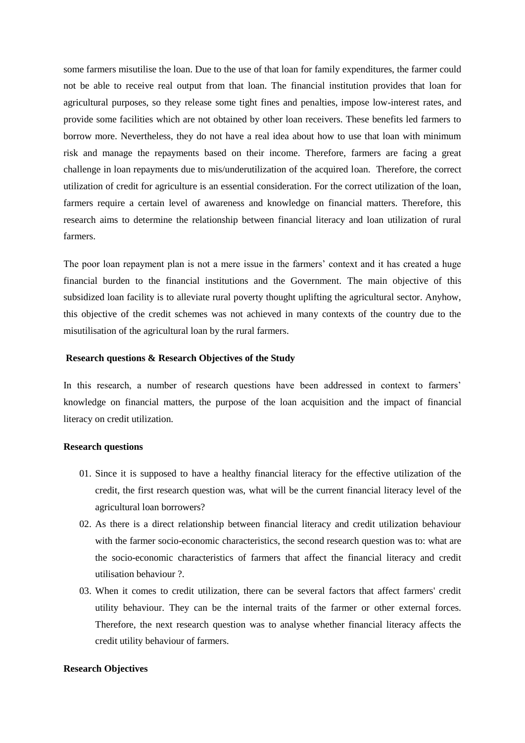some farmers misutilise the loan. Due to the use of that loan for family expenditures, the farmer could not be able to receive real output from that loan. The financial institution provides that loan for agricultural purposes, so they release some tight fines and penalties, impose low-interest rates, and provide some facilities which are not obtained by other loan receivers. These benefits led farmers to borrow more. Nevertheless, they do not have a real idea about how to use that loan with minimum risk and manage the repayments based on their income. Therefore, farmers are facing a great challenge in loan repayments due to mis/underutilization of the acquired loan. Therefore, the correct utilization of credit for agriculture is an essential consideration. For the correct utilization of the loan, farmers require a certain level of awareness and knowledge on financial matters. Therefore, this research aims to determine the relationship between financial literacy and loan utilization of rural farmers.

The poor loan repayment plan is not a mere issue in the farmers' context and it has created a huge financial burden to the financial institutions and the Government. The main objective of this subsidized loan facility is to alleviate rural poverty thought uplifting the agricultural sector. Anyhow, this objective of the credit schemes was not achieved in many contexts of the country due to the misutilisation of the agricultural loan by the rural farmers.

## Research questions & Research Objectives of the Study

In this research, a number of research questions have been addressed in context to farmers' knowledge on financial matters, the purpose of the loan acquisition and the impact of financial literacy on credit utilization.

### Research questions

01. Since it is supposed to have a healthy financial literacy for the effective utilization of the credit, the first research question was, what will be the current financial literacy level of the agricultural loan borrowers?
02. As there is a direct relationship between financial literacy and credit utilization behaviour with the farmer socio-economic characteristics, the second research question was to: what are the socio-economic characteristics of farmers that affect the financial literacy and credit utilisation behaviour ?.
03. When it comes to credit utilization, there can be several factors that affect farmers' credit utility behaviour. They can be the internal traits of the farmer or other external forces. Therefore, the next research question was to analyse whether financial literacy affects the credit utility behaviour of farmers.

### Research Objectives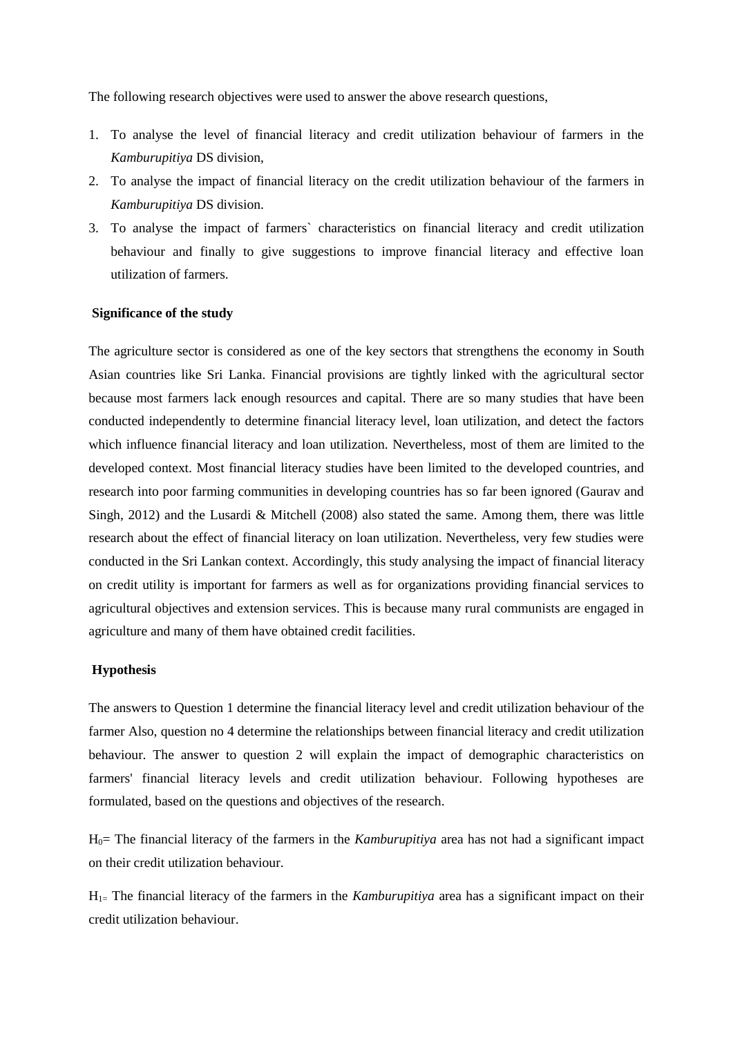The following research objectives were used to answer the above research questions,

1. To analyse the level of financial literacy and credit utilization behaviour of farmers in the *Kamburupitiya* DS division,
2. To analyse the impact of financial literacy on the credit utilization behaviour of the farmers in *Kamburupitiya* DS division.
3. To analyse the impact of farmers` characteristics on financial literacy and credit utilization behaviour and finally to give suggestions to improve financial literacy and effective loan utilization of farmers.

**Significance of the study**

The agriculture sector is considered as one of the key sectors that strengthens the economy in South Asian countries like Sri Lanka. Financial provisions are tightly linked with the agricultural sector because most farmers lack enough resources and capital. There are so many studies that have been conducted independently to determine financial literacy level, loan utilization, and detect the factors which influence financial literacy and loan utilization. Nevertheless, most of them are limited to the developed context. Most financial literacy studies have been limited to the developed countries, and research into poor farming communities in developing countries has so far been ignored (Gaurav and Singh, 2012) and the Lusardi & Mitchell (2008) also stated the same. Among them, there was little research about the effect of financial literacy on loan utilization. Nevertheless, very few studies were conducted in the Sri Lankan context. Accordingly, this study analysing the impact of financial literacy on credit utility is important for farmers as well as for organizations providing financial services to agricultural objectives and extension services. This is because many rural communists are engaged in agriculture and many of them have obtained credit facilities.

**Hypothesis**

The answers to Question 1 determine the financial literacy level and credit utilization behaviour of the farmer Also, question no 4 determine the relationships between financial literacy and credit utilization behaviour. The answer to question 2 will explain the impact of demographic characteristics on farmers' financial literacy levels and credit utilization behaviour. Following hypotheses are formulated, based on the questions and objectives of the research.

$H_0$= The financial literacy of the farmers in the *Kamburupitiya* area has not had a significant impact on their credit utilization behaviour.

$H_{1=}$ The financial literacy of the farmers in the *Kamburupitiya* area has a significant impact on their credit utilization behaviour.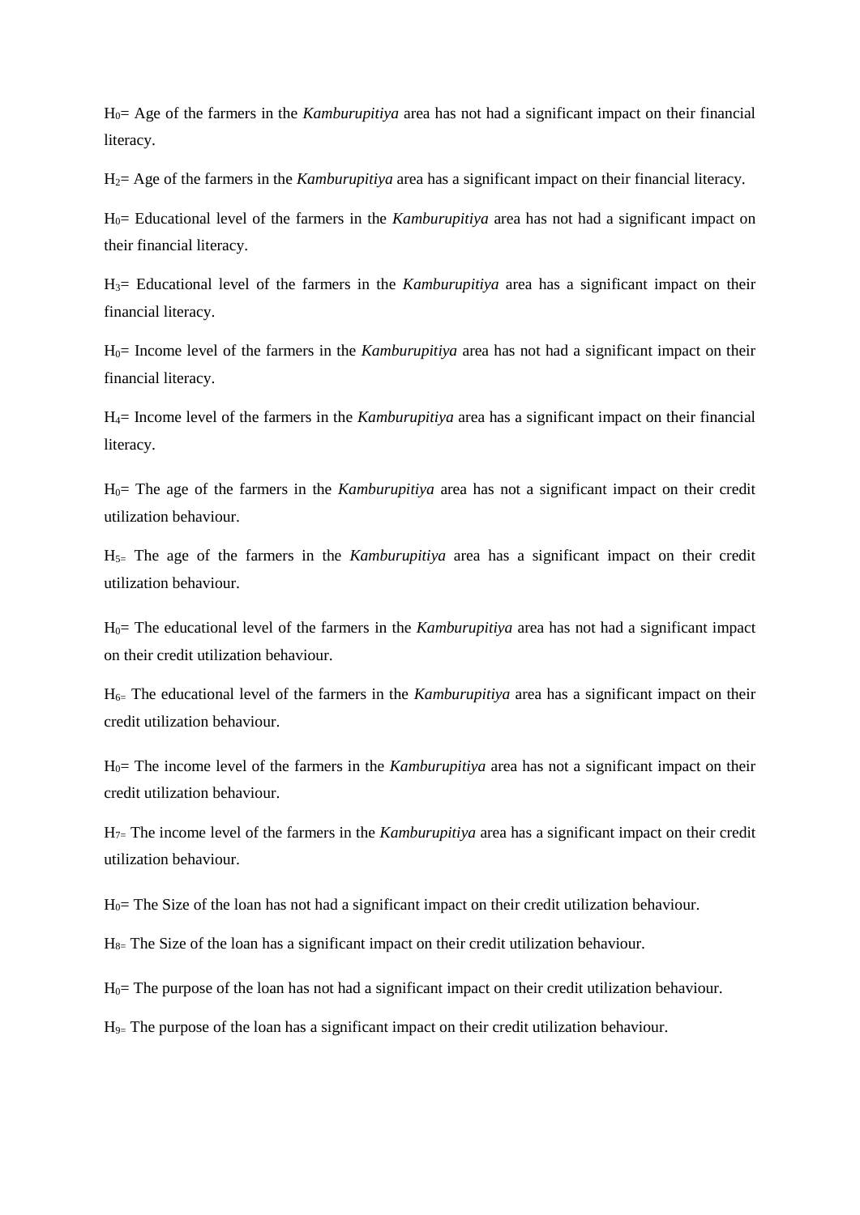$H_0$= Age of the farmers in the *Kamburupitiya* area has not had a significant impact on their financial literacy.

$H_2$= Age of the farmers in the *Kamburupitiya* area has a significant impact on their financial literacy.

$H_0$= Educational level of the farmers in the *Kamburupitiya* area has not had a significant impact on their financial literacy.

$H_3$= Educational level of the farmers in the *Kamburupitiya* area has a significant impact on their financial literacy.

$H_0$= Income level of the farmers in the *Kamburupitiya* area has not had a significant impact on their financial literacy.

$H_4$= Income level of the farmers in the *Kamburupitiya* area has a significant impact on their financial literacy.

$H_0$= The age of the farmers in the *Kamburupitiya* area has not a significant impact on their credit utilization behaviour.

$H_5$= The age of the farmers in the *Kamburupitiya* area has a significant impact on their credit utilization behaviour.

$H_0$= The educational level of the farmers in the *Kamburupitiya* area has not had a significant impact on their credit utilization behaviour.

$H_6$= The educational level of the farmers in the *Kamburupitiya* area has a significant impact on their credit utilization behaviour.

$H_0$= The income level of the farmers in the *Kamburupitiya* area has not a significant impact on their credit utilization behaviour.

$H_7$= The income level of the farmers in the *Kamburupitiya* area has a significant impact on their credit utilization behaviour.

$H_0$= The Size of the loan has not had a significant impact on their credit utilization behaviour.

$H_8$= The Size of the loan has a significant impact on their credit utilization behaviour.

$H_0$= The purpose of the loan has not had a significant impact on their credit utilization behaviour.

$H_9$= The purpose of the loan has a significant impact on their credit utilization behaviour.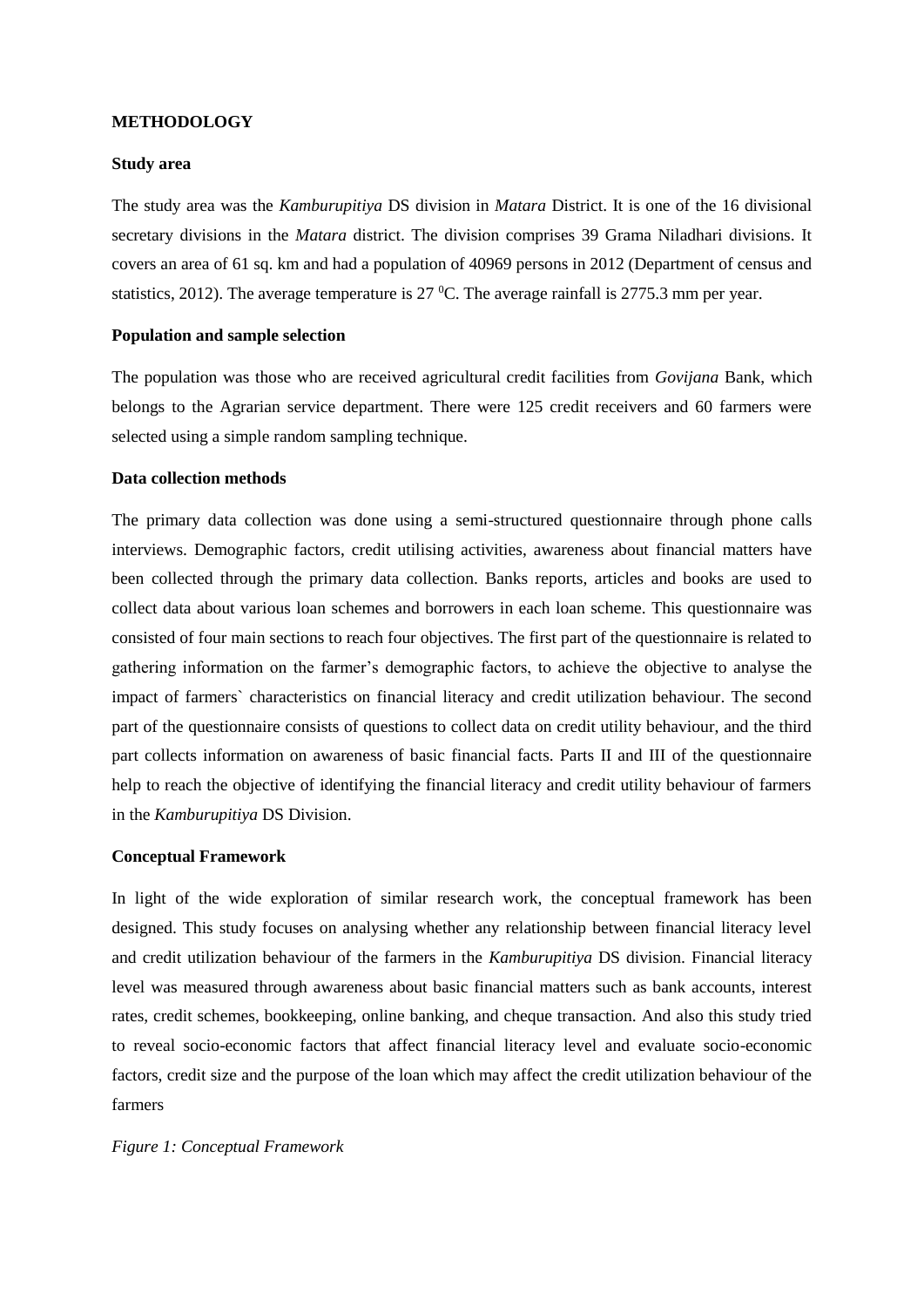## METHODOLOGY

### Study area

The study area was the *Kamburupitiya* DS division in *Matara* District. It is one of the 16 divisional secretary divisions in the *Matara* district. The division comprises 39 Grama Niladhari divisions. It covers an area of 61 sq. km and had a population of 40969 persons in 2012 (Department of census and statistics, 2012). The average temperature is 27 $^0$C. The average rainfall is 2775.3 mm per year.

### Population and sample selection

The population was those who are received agricultural credit facilities from *Govijana* Bank, which belongs to the Agrarian service department. There were 125 credit receivers and 60 farmers were selected using a simple random sampling technique.

### Data collection methods

The primary data collection was done using a semi-structured questionnaire through phone calls interviews. Demographic factors, credit utilising activities, awareness about financial matters have been collected through the primary data collection. Banks reports, articles and books are used to collect data about various loan schemes and borrowers in each loan scheme. This questionnaire was consisted of four main sections to reach four objectives. The first part of the questionnaire is related to gathering information on the farmer's demographic factors, to achieve the objective to analyse the impact of farmers` characteristics on financial literacy and credit utilization behaviour. The second part of the questionnaire consists of questions to collect data on credit utility behaviour, and the third part collects information on awareness of basic financial facts. Parts II and III of the questionnaire help to reach the objective of identifying the financial literacy and credit utility behaviour of farmers in the *Kamburupitiya* DS Division.

### Conceptual Framework

In light of the wide exploration of similar research work, the conceptual framework has been designed. This study focuses on analysing whether any relationship between financial literacy level and credit utilization behaviour of the farmers in the *Kamburupitiya* DS division. Financial literacy level was measured through awareness about basic financial matters such as bank accounts, interest rates, credit schemes, bookkeeping, online banking, and cheque transaction. And also this study tried to reveal socio-economic factors that affect financial literacy level and evaluate socio-economic factors, credit size and the purpose of the loan which may affect the credit utilization behaviour of the farmers

*Figure 1: Conceptual Framework*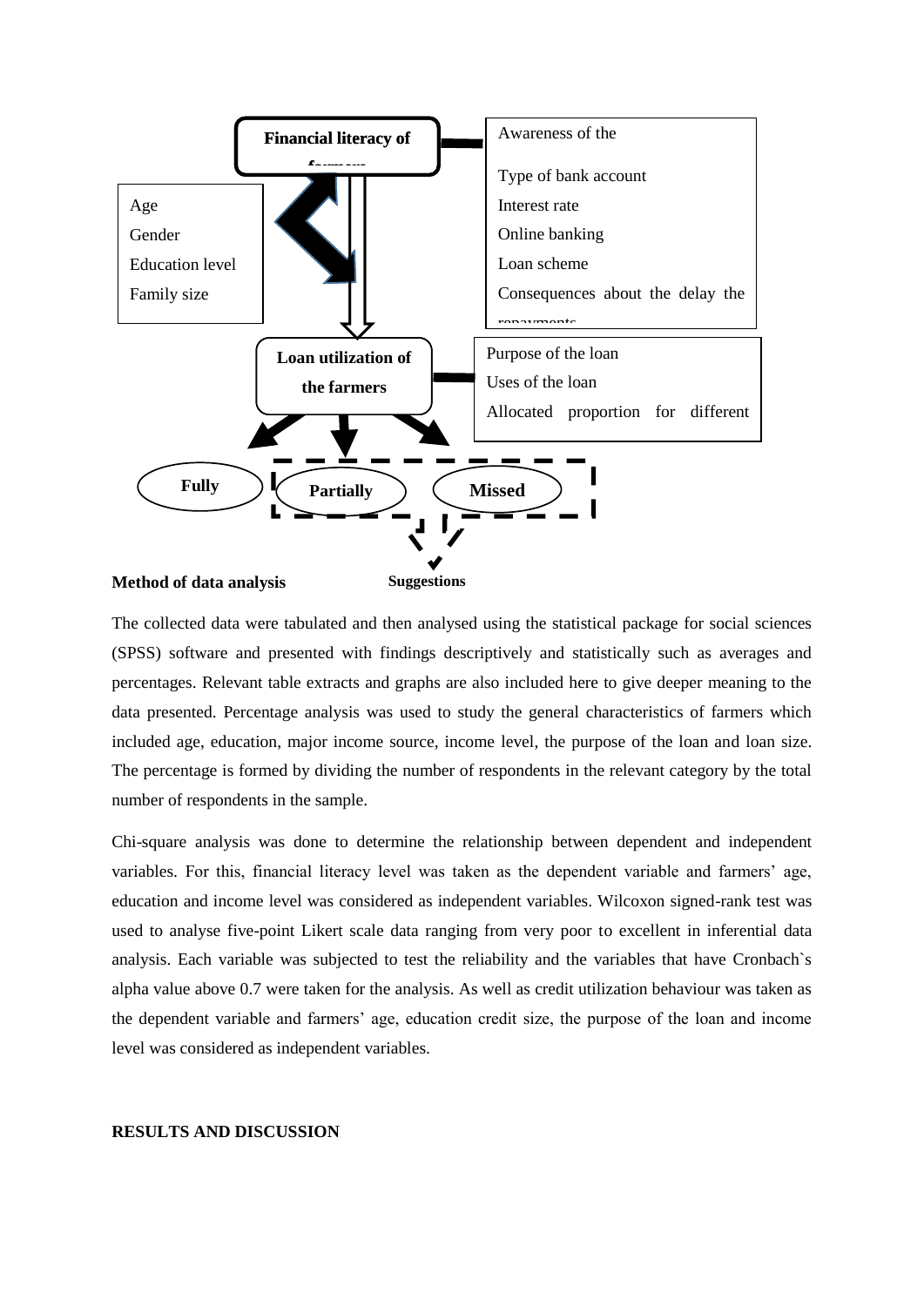Financial literacy of farmers

Awareness of the

Type of bank account

Interest rate

Online banking

Loan scheme

Consequences about the delay the repayments

Age

Gender

Education level

Family size

Loan utilization of the farmers

Purpose of the loan

Uses of the loan

Allocated proportion for different

Fully

Partially

Missed

Suggestions

**Method of data analysis**

The collected data were tabulated and then analysed using the statistical package for social sciences (SPSS) software and presented with findings descriptively and statistically such as averages and percentages. Relevant table extracts and graphs are also included here to give deeper meaning to the data presented. Percentage analysis was used to study the general characteristics of farmers which included age, education, major income source, income level, the purpose of the loan and loan size. The percentage is formed by dividing the number of respondents in the relevant category by the total number of respondents in the sample.

Chi-square analysis was done to determine the relationship between dependent and independent variables. For this, financial literacy level was taken as the dependent variable and farmers' age, education and income level was considered as independent variables. Wilcoxon signed-rank test was used to analyse five-point Likert scale data ranging from very poor to excellent in inferential data analysis. Each variable was subjected to test the reliability and the variables that have Cronbach`s alpha value above 0.7 were taken for the analysis. As well as credit utilization behaviour was taken as the dependent variable and farmers' age, education credit size, the purpose of the loan and income level was considered as independent variables.

**RESULTS AND DISCUSSION**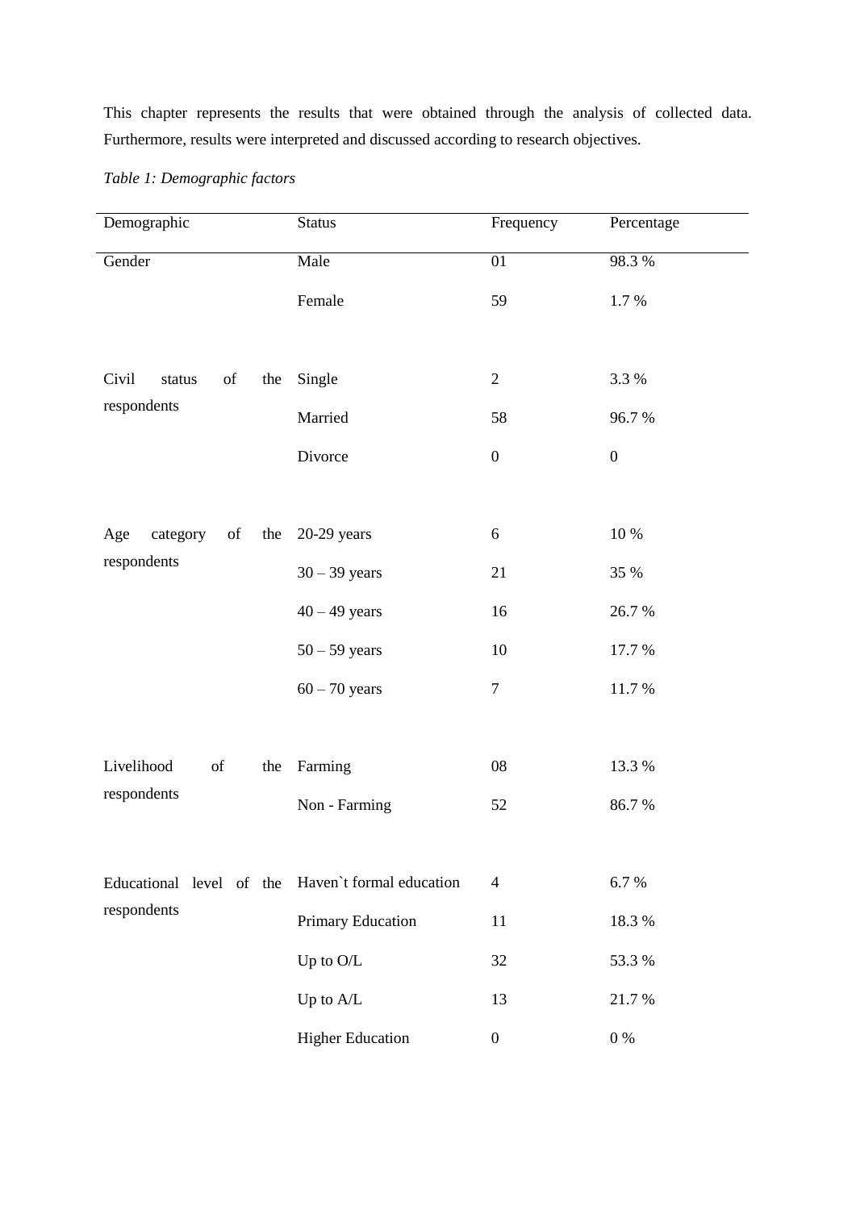This chapter represents the results that were obtained through the analysis of collected data. Furthermore, results were interpreted and discussed according to research objectives.

*Table 1: Demographic factors*

| Demographic | Status | Frequency | Percentage |
|---|---|---|---|
| Gender | Male | 01 | 98.3 % |
| | Female | 59 | 1.7 % |
| Civil status of the respondents | Single | 2 | 3.3 % |
| | Married | 58 | 96.7 % |
| | Divorce | 0 | 0 |
| Age category of the respondents | 20-29 years | 6 | 10 % |
| | 30 – 39 years | 21 | 35 % |
| | 40 – 49 years | 16 | 26.7 % |
| | 50 – 59 years | 10 | 17.7 % |
| | 60 – 70 years | 7 | 11.7 % |
| Livelihood of the respondents | Farming | 08 | 13.3 % |
| | Non - Farming | 52 | 86.7 % |
| Educational level of the respondents | Haven`t formal education | 4 | 6.7 % |
| | Primary Education | 11 | 18.3 % |
| | Up to O/L | 32 | 53.3 % |
| | Up to A/L | 13 | 21.7 % |
| | Higher Education | 0 | 0 % |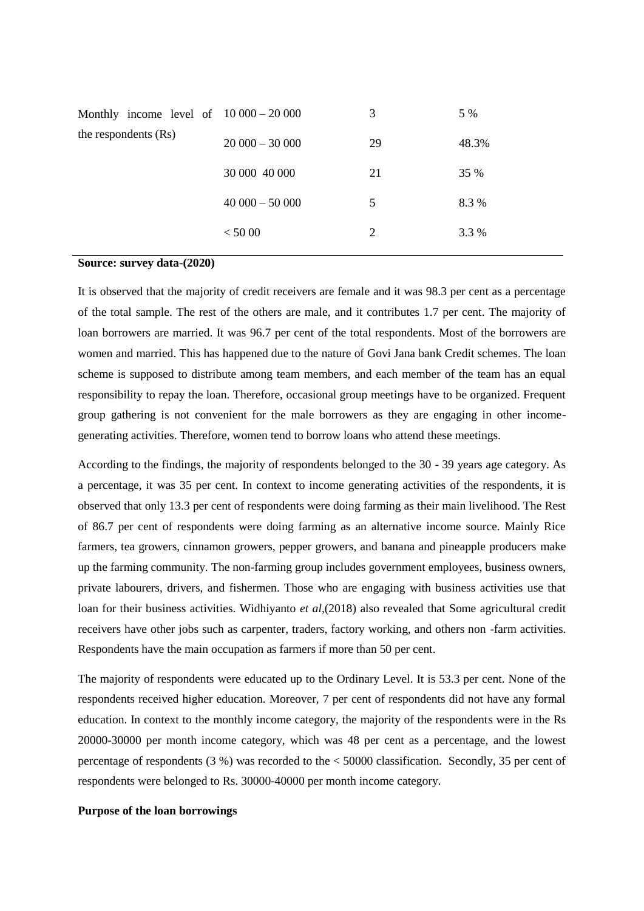| | | | |
|---|---|---|---|
| Monthly income level of the respondents (Rs) | 10 000 – 20 000 | 3 | 5 % |
| | 20 000 – 30 000 | 29 | 48.3% |
| | 30 000 40 000 | 21 | 35 % |
| | 40 000 – 50 000 | 5 | 8.3 % |
| | < 50 00 | 2 | 3.3 % |

**Source: survey data-(2020)**

It is observed that the majority of credit receivers are female and it was 98.3 per cent as a percentage of the total sample. The rest of the others are male, and it contributes 1.7 per cent. The majority of loan borrowers are married. It was 96.7 per cent of the total respondents. Most of the borrowers are women and married. This has happened due to the nature of Govi Jana bank Credit schemes. The loan scheme is supposed to distribute among team members, and each member of the team has an equal responsibility to repay the loan. Therefore, occasional group meetings have to be organized. Frequent group gathering is not convenient for the male borrowers as they are engaging in other income-generating activities. Therefore, women tend to borrow loans who attend these meetings.

According to the findings, the majority of respondents belonged to the 30 - 39 years age category. As a percentage, it was 35 per cent. In context to income generating activities of the respondents, it is observed that only 13.3 per cent of respondents were doing farming as their main livelihood. The Rest of 86.7 per cent of respondents were doing farming as an alternative income source. Mainly Rice farmers, tea growers, cinnamon growers, pepper growers, and banana and pineapple producers make up the farming community. The non-farming group includes government employees, business owners, private labourers, drivers, and fishermen. Those who are engaging with business activities use that loan for their business activities. Widhiyanto *et al*,(2018) also revealed that Some agricultural credit receivers have other jobs such as carpenter, traders, factory working, and others non -farm activities. Respondents have the main occupation as farmers if more than 50 per cent.

The majority of respondents were educated up to the Ordinary Level. It is 53.3 per cent. None of the respondents received higher education. Moreover, 7 per cent of respondents did not have any formal education. In context to the monthly income category, the majority of the respondents were in the Rs 20000-30000 per month income category, which was 48 per cent as a percentage, and the lowest percentage of respondents (3 %) was recorded to the < 50000 classification. Secondly, 35 per cent of respondents were belonged to Rs. 30000-40000 per month income category.

**Purpose of the loan borrowings**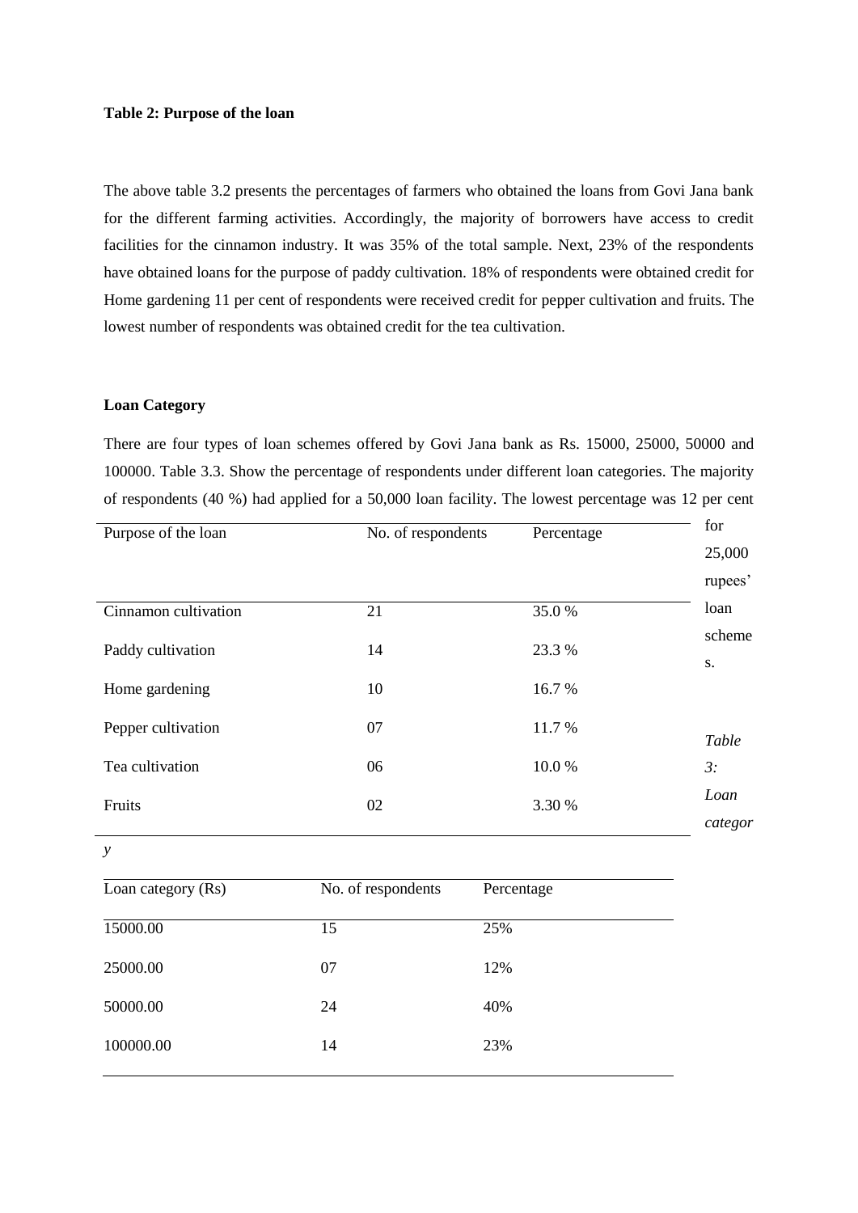**Table 2: Purpose of the loan**

| Purpose of the loan | No. of respondents | Percentage |
|---|---|---|
| Cinnamon cultivation | 21 | 35.0 % |
| Paddy cultivation | 14 | 23.3 % |
| Home gardening | 10 | 16.7 % |
| Pepper cultivation | 07 | 11.7 % |
| Tea cultivation | 06 | 10.0 % |
| Fruits | 02 | 3.30 % |

The above table 3.2 presents the percentages of farmers who obtained the loans from Govi Jana bank for the different farming activities. Accordingly, the majority of borrowers have access to credit facilities for the cinnamon industry. It was 35% of the total sample. Next, 23% of the respondents have obtained loans for the purpose of paddy cultivation. 18% of respondents were obtained credit for Home gardening 11 per cent of respondents were received credit for pepper cultivation and fruits. The lowest number of respondents was obtained credit for the tea cultivation.

**Loan Category**

There are four types of loan schemes offered by Govi Jana bank as Rs. 15000, 25000, 50000 and 100000. Table 3.3. Show the percentage of respondents under different loan categories. The majority of respondents (40 %) had applied for a 50,000 loan facility. The lowest percentage was 12 per cent for 25,000 rupees' loan schemes.

*Table 3: Loan category*

| Loan category (Rs) | No. of respondents | Percentage |
|---|---|---|
| 15000.00 | 15 | 25% |
| 25000.00 | 07 | 12% |
| 50000.00 | 24 | 40% |
| 100000.00 | 14 | 23% |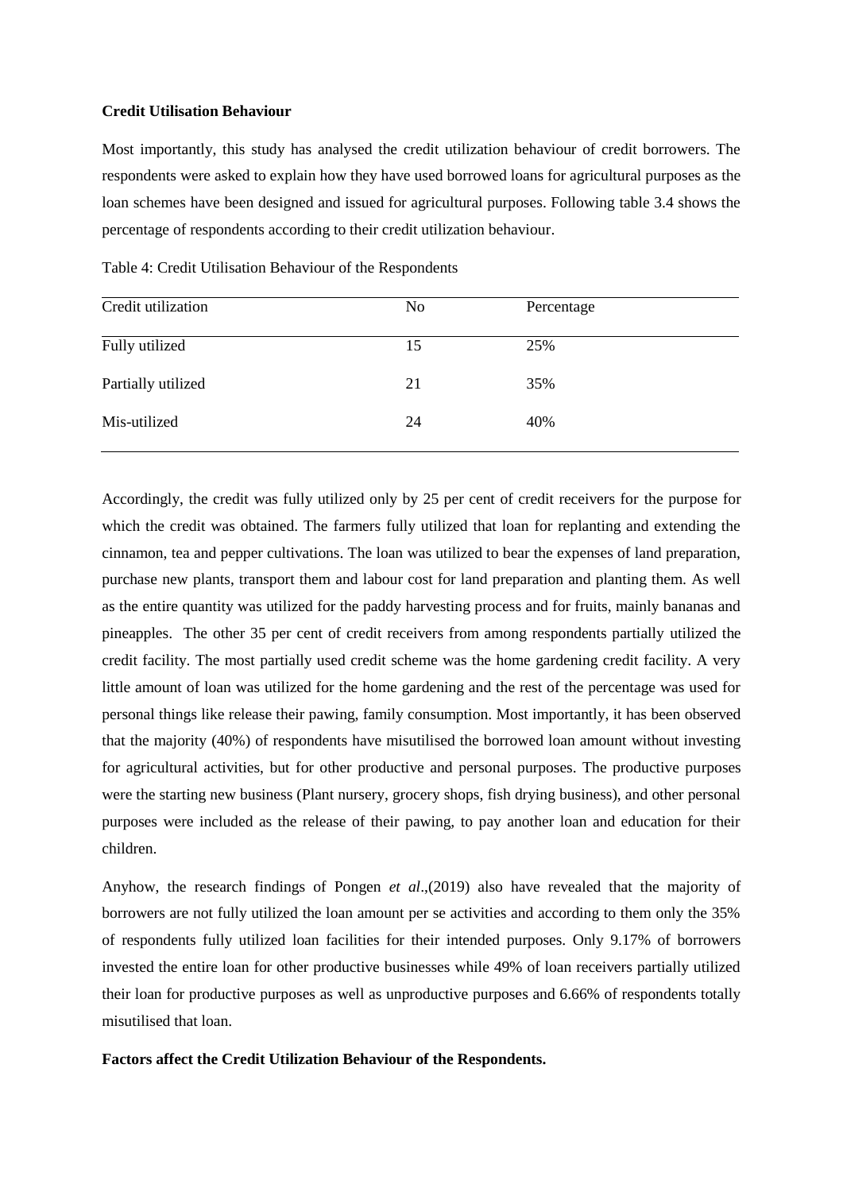**Credit Utilisation Behaviour**

Most importantly, this study has analysed the credit utilization behaviour of credit borrowers. The respondents were asked to explain how they have used borrowed loans for agricultural purposes as the loan schemes have been designed and issued for agricultural purposes. Following table 3.4 shows the percentage of respondents according to their credit utilization behaviour.

Table 4: Credit Utilisation Behaviour of the Respondents

| Credit utilization | No | Percentage |
|---|---|---|
| Fully utilized | 15 | 25% |
| Partially utilized | 21 | 35% |
| Mis-utilized | 24 | 40% |

Accordingly, the credit was fully utilized only by 25 per cent of credit receivers for the purpose for which the credit was obtained. The farmers fully utilized that loan for replanting and extending the cinnamon, tea and pepper cultivations. The loan was utilized to bear the expenses of land preparation, purchase new plants, transport them and labour cost for land preparation and planting them. As well as the entire quantity was utilized for the paddy harvesting process and for fruits, mainly bananas and pineapples. The other 35 per cent of credit receivers from among respondents partially utilized the credit facility. The most partially used credit scheme was the home gardening credit facility. A very little amount of loan was utilized for the home gardening and the rest of the percentage was used for personal things like release their pawing, family consumption. Most importantly, it has been observed that the majority (40%) of respondents have misutilised the borrowed loan amount without investing for agricultural activities, but for other productive and personal purposes. The productive purposes were the starting new business (Plant nursery, grocery shops, fish drying business), and other personal purposes were included as the release of their pawing, to pay another loan and education for their children.

Anyhow, the research findings of Pongen *et al*.,(2019) also have revealed that the majority of borrowers are not fully utilized the loan amount per se activities and according to them only the 35% of respondents fully utilized loan facilities for their intended purposes. Only 9.17% of borrowers invested the entire loan for other productive businesses while 49% of loan receivers partially utilized their loan for productive purposes as well as unproductive purposes and 6.66% of respondents totally misutilised that loan.

**Factors affect the Credit Utilization Behaviour of the Respondents.**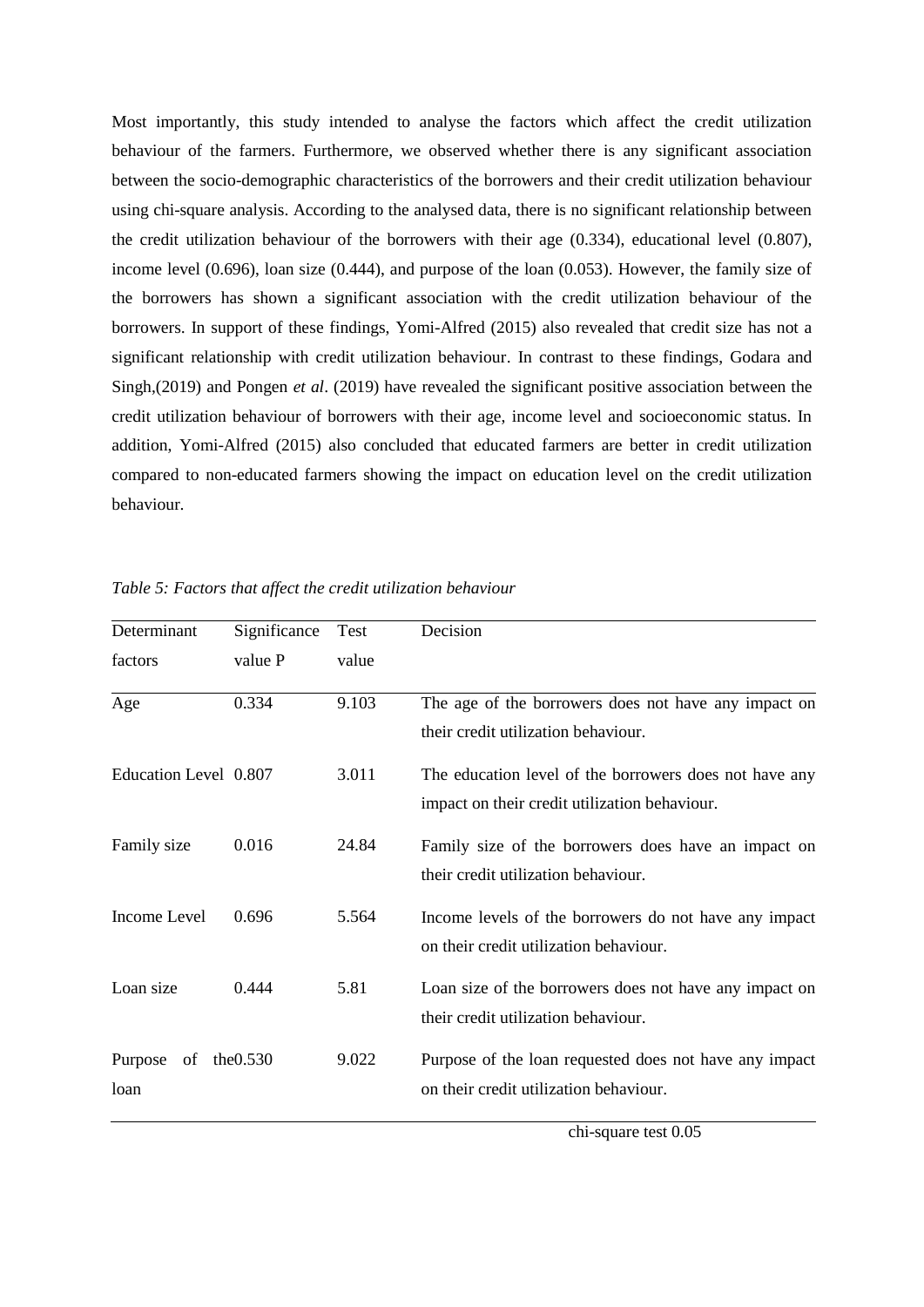Most importantly, this study intended to analyse the factors which affect the credit utilization behaviour of the farmers. Furthermore, we observed whether there is any significant association between the socio-demographic characteristics of the borrowers and their credit utilization behaviour using chi-square analysis. According to the analysed data, there is no significant relationship between the credit utilization behaviour of the borrowers with their age (0.334), educational level (0.807), income level (0.696), loan size (0.444), and purpose of the loan (0.053). However, the family size of the borrowers has shown a significant association with the credit utilization behaviour of the borrowers. In support of these findings, Yomi-Alfred (2015) also revealed that credit size has not a significant relationship with credit utilization behaviour. In contrast to these findings, Godara and Singh,(2019) and Pongen *et al*. (2019) have revealed the significant positive association between the credit utilization behaviour of borrowers with their age, income level and socioeconomic status. In addition, Yomi-Alfred (2015) also concluded that educated farmers are better in credit utilization compared to non-educated farmers showing the impact on education level on the credit utilization behaviour.

*Table 5: Factors that affect the credit utilization behaviour*

| Determinant factors | Significance value P | Test value | Decision |
|---|---|---|---|
| Age | 0.334 | 9.103 | The age of the borrowers does not have any impact on their credit utilization behaviour. |
| Education Level | 0.807 | 3.011 | The education level of the borrowers does not have any impact on their credit utilization behaviour. |
| Family size | 0.016 | 24.84 | Family size of the borrowers does have an impact on their credit utilization behaviour. |
| Income Level | 0.696 | 5.564 | Income levels of the borrowers do not have any impact on their credit utilization behaviour. |
| Loan size | 0.444 | 5.81 | Loan size of the borrowers does not have any impact on their credit utilization behaviour. |
| Purpose of the loan | 0.530 | 9.022 | Purpose of the loan requested does not have any impact on their credit utilization behaviour. |

chi-square test 0.05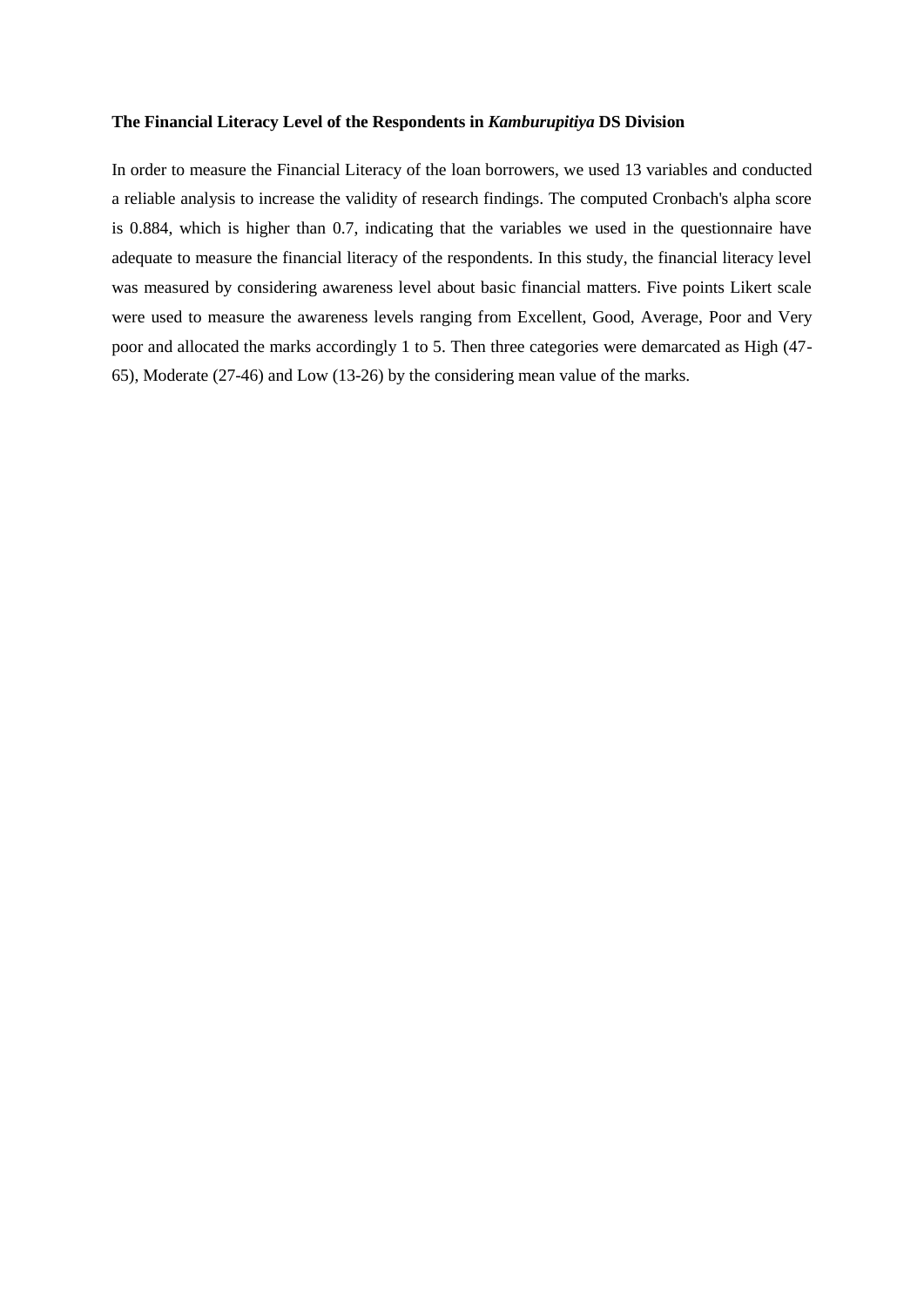**The Financial Literacy Level of the Respondents in *Kamburupitiya* DS Division**

In order to measure the Financial Literacy of the loan borrowers, we used 13 variables and conducted a reliable analysis to increase the validity of research findings. The computed Cronbach's alpha score is 0.884, which is higher than 0.7, indicating that the variables we used in the questionnaire have adequate to measure the financial literacy of the respondents. In this study, the financial literacy level was measured by considering awareness level about basic financial matters. Five points Likert scale were used to measure the awareness levels ranging from Excellent, Good, Average, Poor and Very poor and allocated the marks accordingly 1 to 5. Then three categories were demarcated as High (47-65), Moderate (27-46) and Low (13-26) by the considering mean value of the marks.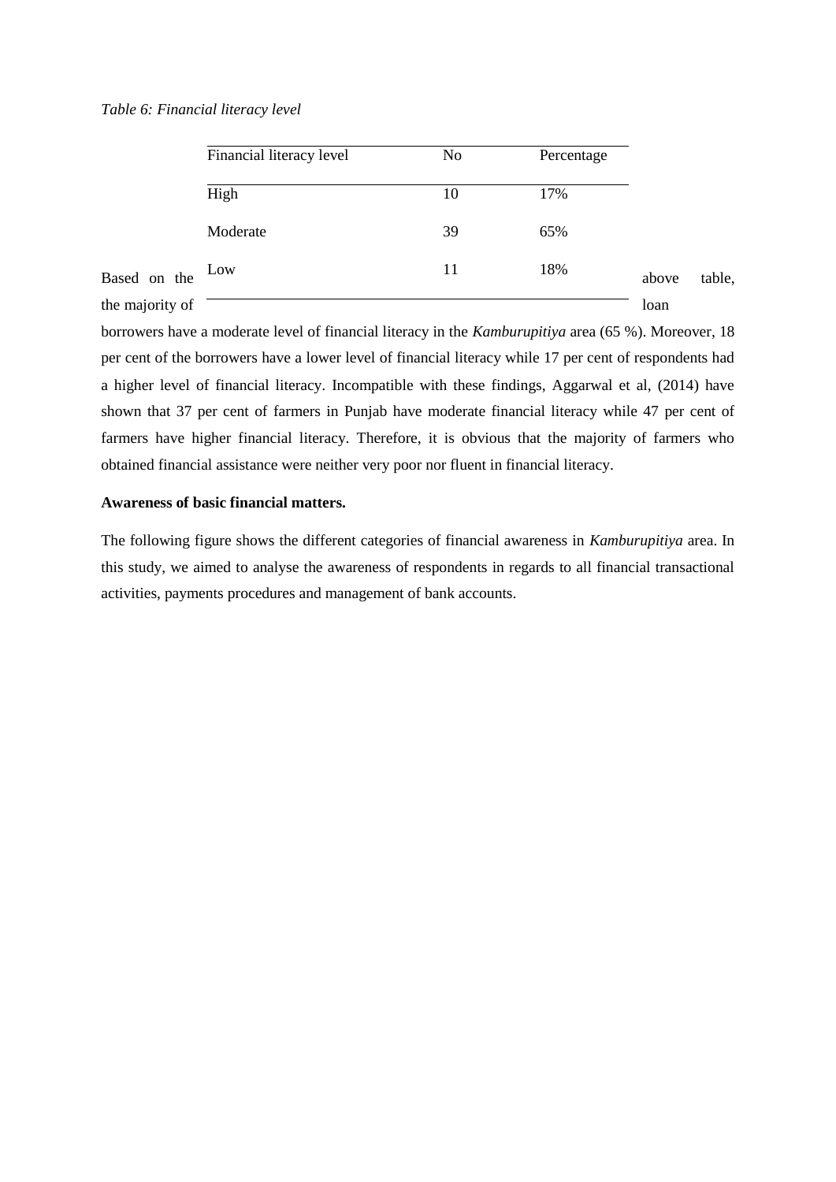*Table 6: Financial literacy level*

| Financial literacy level | No | Percentage |
|---|---|---|
| High | 10 | 17% |
| Moderate | 39 | 65% |
| Low | 11 | 18% |

Based on the above table, the majority of loan borrowers have a moderate level of financial literacy in the *Kamburupitiya* area (65 %). Moreover, 18 per cent of the borrowers have a lower level of financial literacy while 17 per cent of respondents had a higher level of financial literacy. Incompatible with these findings, Aggarwal et al, (2014) have shown that 37 per cent of farmers in Punjab have moderate financial literacy while 47 per cent of farmers have higher financial literacy. Therefore, it is obvious that the majority of farmers who obtained financial assistance were neither very poor nor fluent in financial literacy.

**Awareness of basic financial matters.**

The following figure shows the different categories of financial awareness in *Kamburupitiya* area. In this study, we aimed to analyse the awareness of respondents in regards to all financial transactional activities, payments procedures and management of bank accounts.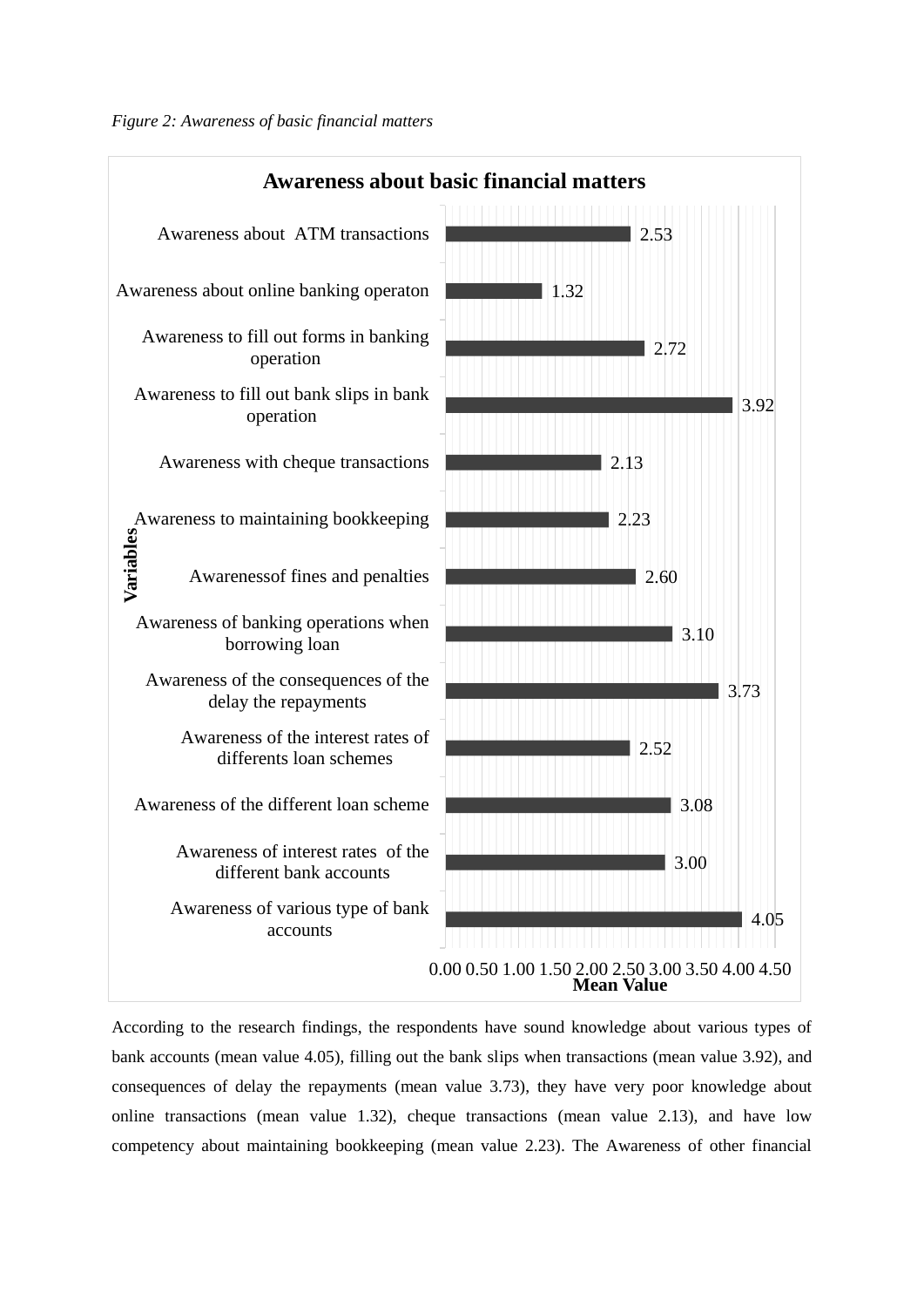*Figure 2: Awareness of basic financial matters*

**Awareness about basic financial matters**

| Variables | Mean Value |
|---|---|
| Awareness about ATM transactions | 2.53 |
| Awareness about online banking operaton | 1.32 |
| Awareness to fill out forms in banking operation | 2.72 |
| Awareness to fill out bank slips in bank operation | 3.92 |
| Awareness with cheque transactions | 2.13 |
| Awareness to maintaining bookkeeping | 2.23 |
| Awarenessof fines and penalties | 2.60 |
| Awareness of banking operations when borrowing loan | 3.10 |
| Awareness of the consequences of the delay the repayments | 3.73 |
| Awareness of the interest rates of differents loan schemes | 2.52 |
| Awareness of the different loan scheme | 3.08 |
| Awareness of interest rates of the different bank accounts | 3.00 |
| Awareness of various type of bank accounts | 4.05 |

According to the research findings, the respondents have sound knowledge about various types of bank accounts (mean value 4.05), filling out the bank slips when transactions (mean value 3.92), and consequences of delay the repayments (mean value 3.73), they have very poor knowledge about online transactions (mean value 1.32), cheque transactions (mean value 2.13), and have low competency about maintaining bookkeeping (mean value 2.23). The Awareness of other financial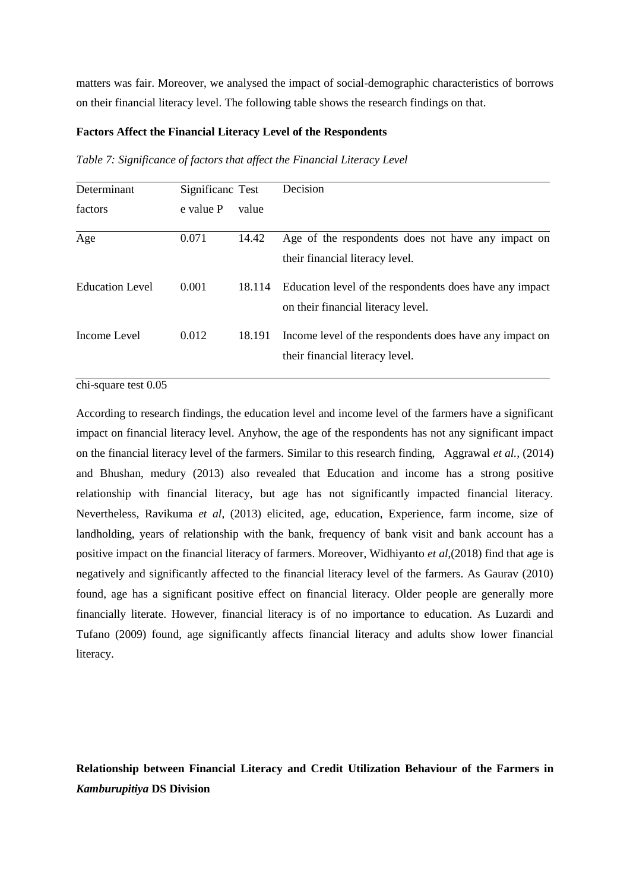matters was fair. Moreover, we analysed the impact of social-demographic characteristics of borrows on their financial literacy level. The following table shows the research findings on that.

**Factors Affect the Financial Literacy Level of the Respondents**

*Table 7: Significance of factors that affect the Financial Literacy Level*

| Determinant factors | Significance value P | Test value | Decision |
|---|---|---|---|
| Age | 0.071 | 14.42 | Age of the respondents does not have any impact on their financial literacy level. |
| Education Level | 0.001 | 18.114 | Education level of the respondents does have any impact on their financial literacy level. |
| Income Level | 0.012 | 18.191 | Income level of the respondents does have any impact on their financial literacy level. |

chi-square test 0.05

According to research findings, the education level and income level of the farmers have a significant impact on financial literacy level. Anyhow, the age of the respondents has not any significant impact on the financial literacy level of the farmers. Similar to this research finding, Aggrawal *et al.*, (2014) and Bhushan, medury (2013) also revealed that Education and income has a strong positive relationship with financial literacy, but age has not significantly impacted financial literacy. Nevertheless, Ravikuma *et al*, (2013) elicited, age, education, Experience, farm income, size of landholding, years of relationship with the bank, frequency of bank visit and bank account has a positive impact on the financial literacy of farmers. Moreover, Widhiyanto *et al*,(2018) find that age is negatively and significantly affected to the financial literacy level of the farmers. As Gaurav (2010) found, age has a significant positive effect on financial literacy. Older people are generally more financially literate. However, financial literacy is of no importance to education. As Luzardi and Tufano (2009) found, age significantly affects financial literacy and adults show lower financial literacy.

**Relationship between Financial Literacy and Credit Utilization Behaviour of the Farmers in *Kamburupitiya* DS Division**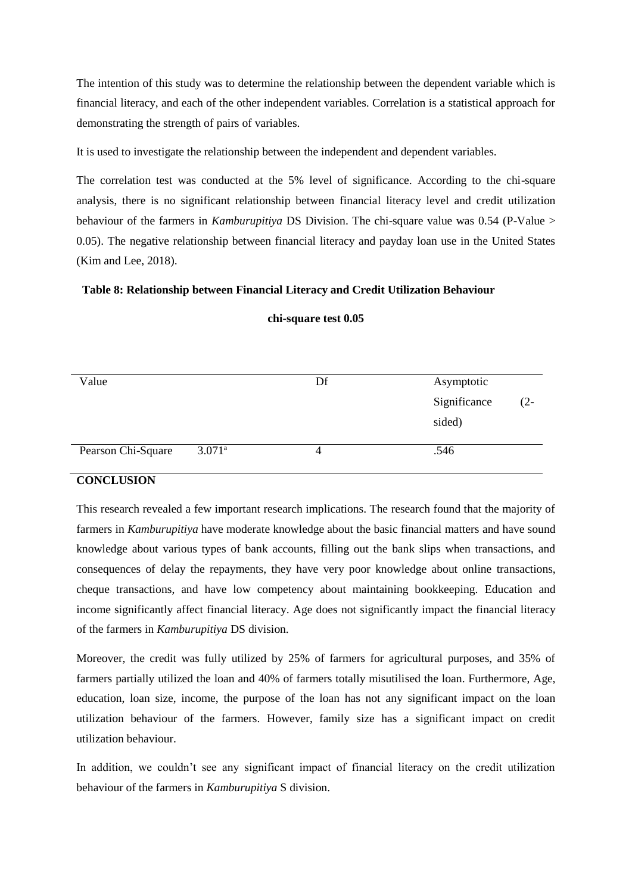The intention of this study was to determine the relationship between the dependent variable which is financial literacy, and each of the other independent variables. Correlation is a statistical approach for demonstrating the strength of pairs of variables.

It is used to investigate the relationship between the independent and dependent variables.

The correlation test was conducted at the 5% level of significance. According to the chi-square analysis, there is no significant relationship between financial literacy level and credit utilization behaviour of the farmers in *Kamburupitiya* DS Division. The chi-square value was 0.54 (P-Value > 0.05). The negative relationship between financial literacy and payday loan use in the United States (Kim and Lee, 2018).

**Table 8: Relationship between Financial Literacy and Credit Utilization Behaviour**

**chi-square test 0.05**

| Value | | Df | Asymptotic Significance (2-sided) |
|---|---|---|---|
| Pearson Chi-Square | 3.071[a] | 4 | .546 |

**CONCLUSION**

This research revealed a few important research implications. The research found that the majority of farmers in *Kamburupitiya* have moderate knowledge about the basic financial matters and have sound knowledge about various types of bank accounts, filling out the bank slips when transactions, and consequences of delay the repayments, they have very poor knowledge about online transactions, cheque transactions, and have low competency about maintaining bookkeeping. Education and income significantly affect financial literacy. Age does not significantly impact the financial literacy of the farmers in *Kamburupitiya* DS division.

Moreover, the credit was fully utilized by 25% of farmers for agricultural purposes, and 35% of farmers partially utilized the loan and 40% of farmers totally misutilised the loan. Furthermore, Age, education, loan size, income, the purpose of the loan has not any significant impact on the loan utilization behaviour of the farmers. However, family size has a significant impact on credit utilization behaviour.

In addition, we couldn't see any significant impact of financial literacy on the credit utilization behaviour of the farmers in *Kamburupitiya* S division.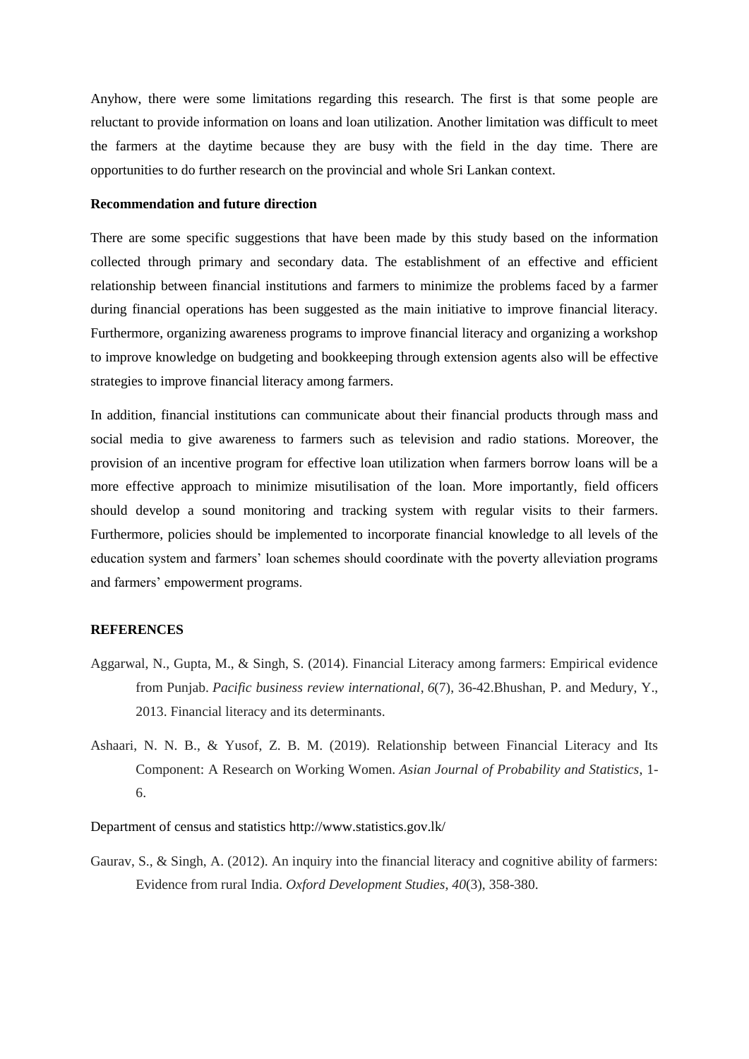Anyhow, there were some limitations regarding this research. The first is that some people are reluctant to provide information on loans and loan utilization. Another limitation was difficult to meet the farmers at the daytime because they are busy with the field in the day time. There are opportunities to do further research on the provincial and whole Sri Lankan context.

**Recommendation and future direction**

There are some specific suggestions that have been made by this study based on the information collected through primary and secondary data. The establishment of an effective and efficient relationship between financial institutions and farmers to minimize the problems faced by a farmer during financial operations has been suggested as the main initiative to improve financial literacy. Furthermore, organizing awareness programs to improve financial literacy and organizing a workshop to improve knowledge on budgeting and bookkeeping through extension agents also will be effective strategies to improve financial literacy among farmers.

In addition, financial institutions can communicate about their financial products through mass and social media to give awareness to farmers such as television and radio stations. Moreover, the provision of an incentive program for effective loan utilization when farmers borrow loans will be a more effective approach to minimize misutilisation of the loan. More importantly, field officers should develop a sound monitoring and tracking system with regular visits to their farmers. Furthermore, policies should be implemented to incorporate financial knowledge to all levels of the education system and farmers' loan schemes should coordinate with the poverty alleviation programs and farmers' empowerment programs.

## REFERENCES

Aggarwal, N., Gupta, M., & Singh, S. (2014). Financial Literacy among farmers: Empirical evidence from Punjab. *Pacific business review international*, *6*(7), 36-42.Bhushan, P. and Medury, Y., 2013. Financial literacy and its determinants.

Ashaari, N. N. B., & Yusof, Z. B. M. (2019). Relationship between Financial Literacy and Its Component: A Research on Working Women. *Asian Journal of Probability and Statistics*, 1-6.

Department of census and statistics http://www.statistics.gov.lk/

Gaurav, S., & Singh, A. (2012). An inquiry into the financial literacy and cognitive ability of farmers: Evidence from rural India. *Oxford Development Studies*, *40*(3), 358-380.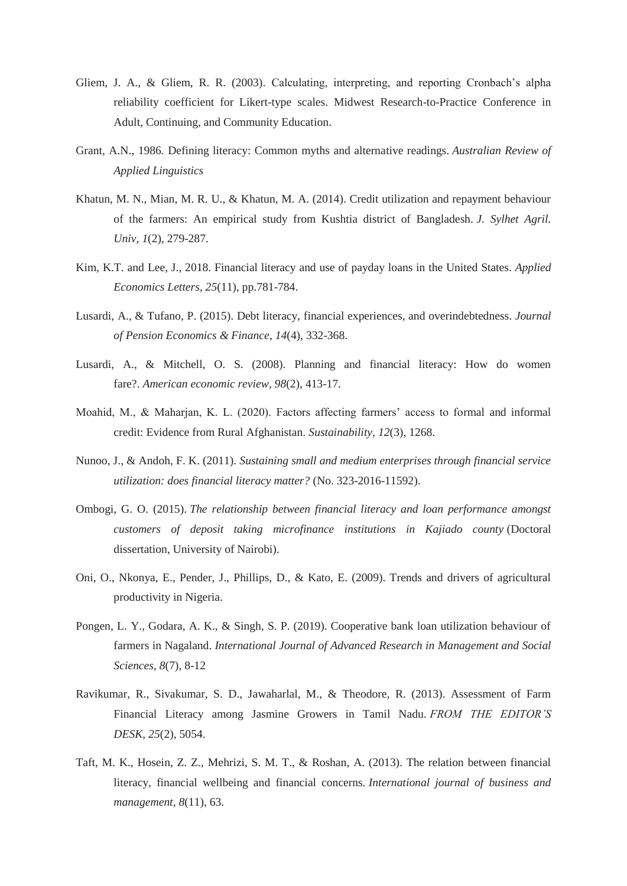Gliem, J. A., & Gliem, R. R. (2003). Calculating, interpreting, and reporting Cronbach's alpha reliability coefficient for Likert-type scales. Midwest Research-to-Practice Conference in Adult, Continuing, and Community Education.

Grant, A.N., 1986. Defining literacy: Common myths and alternative readings. *Australian Review of Applied Linguistics*

Khatun, M. N., Mian, M. R. U., & Khatun, M. A. (2014). Credit utilization and repayment behaviour of the farmers: An empirical study from Kushtia district of Bangladesh. *J. Sylhet Agril. Univ*, *1*(2), 279-287.

Kim, K.T. and Lee, J., 2018. Financial literacy and use of payday loans in the United States. *Applied Economics Letters*, *25*(11), pp.781-784.

Lusardi, A., & Tufano, P. (2015). Debt literacy, financial experiences, and overindebtedness. *Journal of Pension Economics & Finance*, *14*(4), 332-368.

Lusardi, A., & Mitchell, O. S. (2008). Planning and financial literacy: How do women fare?. *American economic review*, *98*(2), 413-17.

Moahid, M., & Maharjan, K. L. (2020). Factors affecting farmers' access to formal and informal credit: Evidence from Rural Afghanistan. *Sustainability*, *12*(3), 1268.

Nunoo, J., & Andoh, F. K. (2011). *Sustaining small and medium enterprises through financial service utilization: does financial literacy matter?* (No. 323-2016-11592).

Ombogi, G. O. (2015). *The relationship between financial literacy and loan performance amongst customers of deposit taking microfinance institutions in Kajiado county* (Doctoral dissertation, University of Nairobi).

Oni, O., Nkonya, E., Pender, J., Phillips, D., & Kato, E. (2009). Trends and drivers of agricultural productivity in Nigeria.

Pongen, L. Y., Godara, A. K., & Singh, S. P. (2019). Cooperative bank loan utilization behaviour of farmers in Nagaland. *International Journal of Advanced Research in Management and Social Sciences*, *8*(7), 8-12

Ravikumar, R., Sivakumar, S. D., Jawaharlal, M., & Theodore, R. (2013). Assessment of Farm Financial Literacy among Jasmine Growers in Tamil Nadu. *FROM THE EDITOR'S DESK*, *25*(2), 5054.

Taft, M. K., Hosein, Z. Z., Mehrizi, S. M. T., & Roshan, A. (2013). The relation between financial literacy, financial wellbeing and financial concerns. *International journal of business and management*, *8*(11), 63.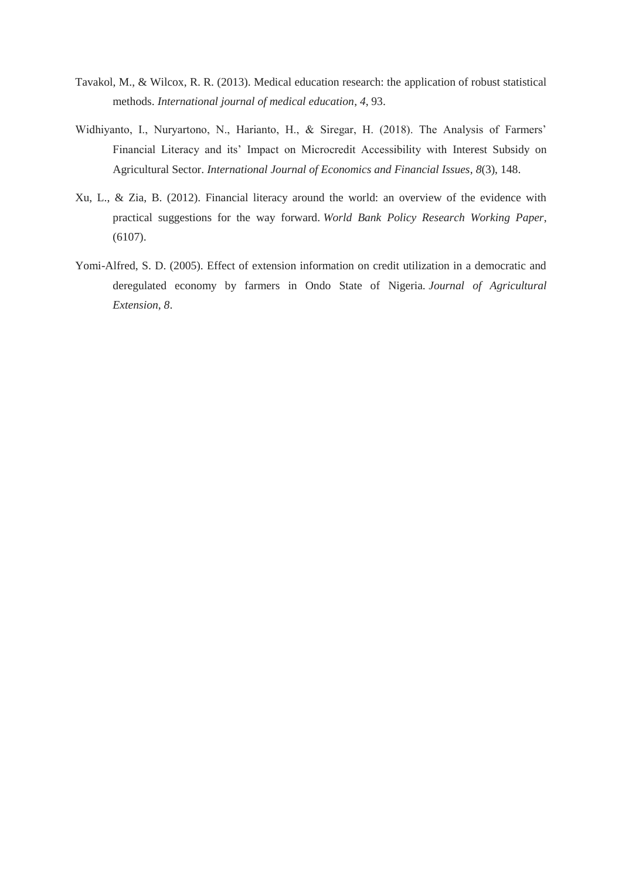Tavakol, M., & Wilcox, R. R. (2013). Medical education research: the application of robust statistical methods. *International journal of medical education*, *4*, 93.

Widhiyanto, I., Nuryartono, N., Harianto, H., & Siregar, H. (2018). The Analysis of Farmers' Financial Literacy and its' Impact on Microcredit Accessibility with Interest Subsidy on Agricultural Sector. *International Journal of Economics and Financial Issues*, *8*(3), 148.

Xu, L., & Zia, B. (2012). Financial literacy around the world: an overview of the evidence with practical suggestions for the way forward. *World Bank Policy Research Working Paper*, (6107).

Yomi-Alfred, S. D. (2005). Effect of extension information on credit utilization in a democratic and deregulated economy by farmers in Ondo State of Nigeria. *Journal of Agricultural Extension*, *8*.